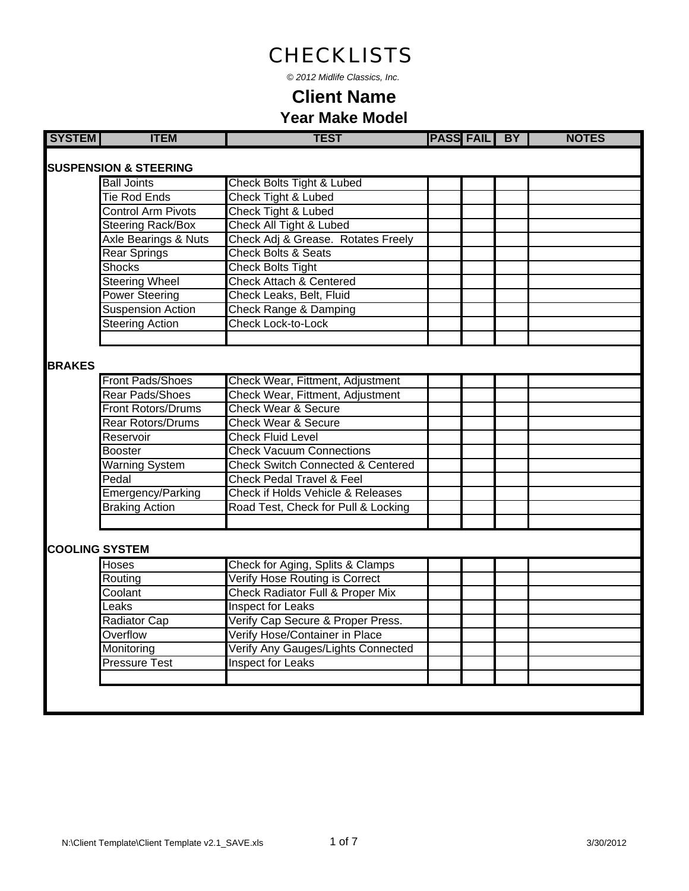# CHECKLISTS

*© 2012 Midlife Classics, Inc.*

## Client Name

### Year Make Model

| SYSTEM | ITEM | TEST | PASS | FAIL | BY | NOTES |
|---|---|---|---|---|---|---|
| **SUSPENSION & STEERING** | | | | | | |
| | Ball Joints | Check Bolts Tight & Lubed | | | | |
| | Tie Rod Ends | Check Tight & Lubed | | | | |
| | Control Arm Pivots | Check Tight & Lubed | | | | |
| | Steering Rack/Box | Check All Tight & Lubed | | | | |
| | Axle Bearings & Nuts | Check Adj & Grease. Rotates Freely | | | | |
| | Rear Springs | Check Bolts & Seats | | | | |
| | Shocks | Check Bolts Tight | | | | |
| | Steering Wheel | Check Attach & Centered | | | | |
| | Power Steering | Check Leaks, Belt, Fluid | | | | |
| | Suspension Action | Check Range & Damping | | | | |
| | Steering Action | Check Lock-to-Lock | | | | |
| | | | | | | |
| **BRAKES** | | | | | | |
| | Front Pads/Shoes | Check Wear, Fittment, Adjustment | | | | |
| | Rear Pads/Shoes | Check Wear, Fittment, Adjustment | | | | |
| | Front Rotors/Drums | Check Wear & Secure | | | | |
| | Rear Rotors/Drums | Check Wear & Secure | | | | |
| | Reservoir | Check Fluid Level | | | | |
| | Booster | Check Vacuum Connections | | | | |
| | Warning System | Check Switch Connected & Centered | | | | |
| | Pedal | Check Pedal Travel & Feel | | | | |
| | Emergency/Parking | Check if Holds Vehicle & Releases | | | | |
| | Braking Action | Road Test, Check for Pull & Locking | | | | |
| | | | | | | |
| **COOLING SYSTEM** | | | | | | |
| | Hoses | Check for Aging, Splits & Clamps | | | | |
| | Routing | Verify Hose Routing is Correct | | | | |
| | Coolant | Check Radiator Full & Proper Mix | | | | |
| | Leaks | Inspect for Leaks | | | | |
| | Radiator Cap | Verify Cap Secure & Proper Press. | | | | |
| | Overflow | Verify Hose/Container in Place | | | | |
| | Monitoring | Verify Any Gauges/Lights Connected | | | | |
| | Pressure Test | Inspect for Leaks | | | | |
| | | | | | | |

N:\Client Template\Client Template v2.1_SAVE.xls 3/30/2012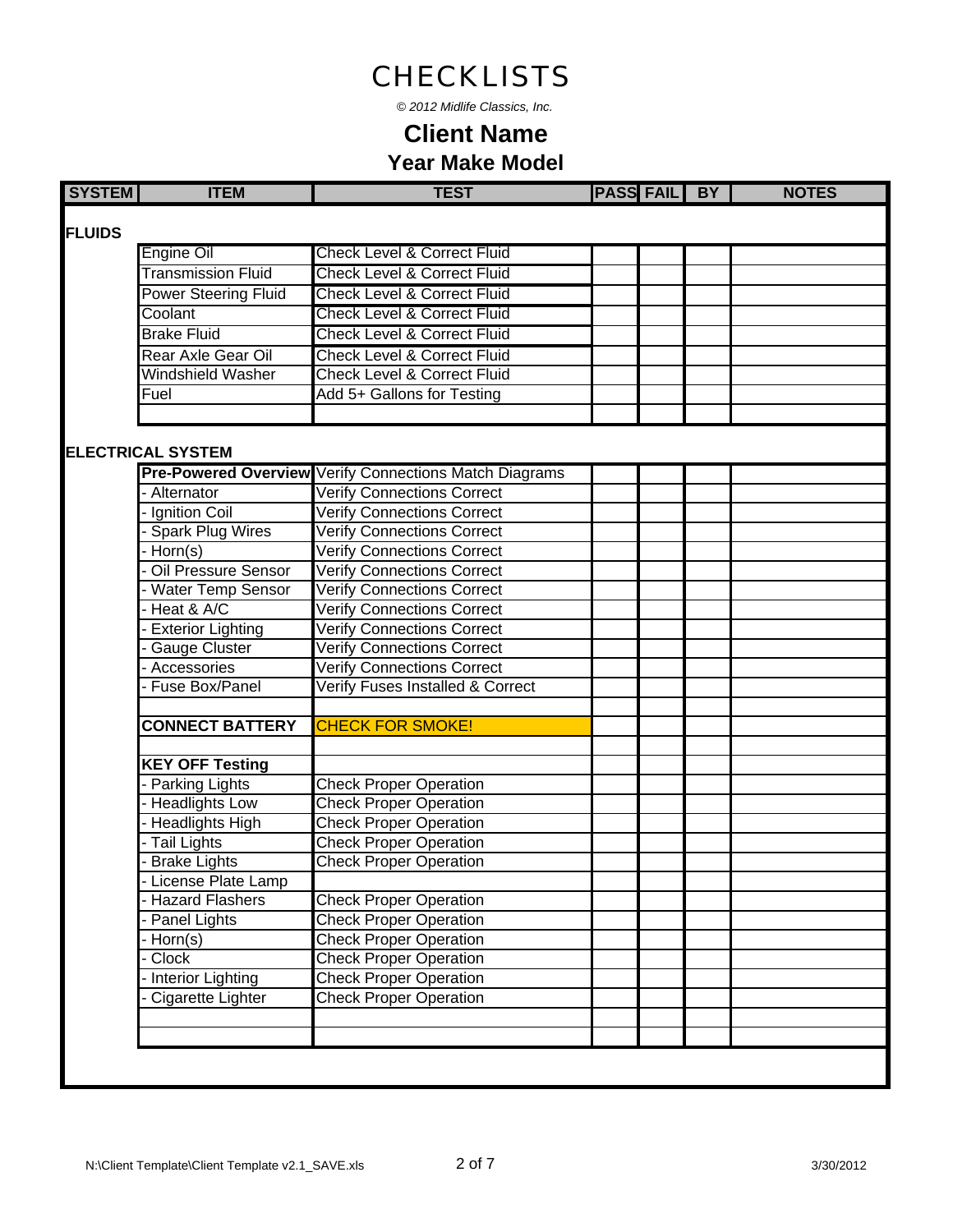# CHECKLISTS

*© 2012 Midlife Classics, Inc.*

## Client Name

### Year Make Model

| SYSTEM | ITEM | TEST | PASS | FAIL | BY | NOTES |
|---|---|---|---|---|---|---|
| **FLUIDS** | | | | | | |
| | Engine Oil | Check Level & Correct Fluid | | | | |
| | Transmission Fluid | Check Level & Correct Fluid | | | | |
| | Power Steering Fluid | Check Level & Correct Fluid | | | | |
| | Coolant | Check Level & Correct Fluid | | | | |
| | Brake Fluid | Check Level & Correct Fluid | | | | |
| | Rear Axle Gear Oil | Check Level & Correct Fluid | | | | |
| | Windshield Washer | Check Level & Correct Fluid | | | | |
| | Fuel | Add 5+ Gallons for Testing | | | | |
| | | | | | | |
| **ELECTRICAL SYSTEM** | | | | | | |
| | **Pre-Powered Overview** | Verify Connections Match Diagrams | | | | |
| | - Alternator | Verify Connections Correct | | | | |
| | - Ignition Coil | Verify Connections Correct | | | | |
| | - Spark Plug Wires | Verify Connections Correct | | | | |
| | - Horn(s) | Verify Connections Correct | | | | |
| | - Oil Pressure Sensor | Verify Connections Correct | | | | |
| | - Water Temp Sensor | Verify Connections Correct | | | | |
| | - Heat & A/C | Verify Connections Correct | | | | |
| | - Exterior Lighting | Verify Connections Correct | | | | |
| | - Gauge Cluster | Verify Connections Correct | | | | |
| | - Accessories | Verify Connections Correct | | | | |
| | - Fuse Box/Panel | Verify Fuses Installed & Correct | | | | |
| | | | | | | |
| | **CONNECT BATTERY** | CHECK FOR SMOKE! | | | | |
| | | | | | | |
| | **KEY OFF Testing** | | | | | |
| | - Parking Lights | Check Proper Operation | | | | |
| | - Headlights Low | Check Proper Operation | | | | |
| | - Headlights High | Check Proper Operation | | | | |
| | - Tail Lights | Check Proper Operation | | | | |
| | - Brake Lights | Check Proper Operation | | | | |
| | - License Plate Lamp | | | | | |
| | - Hazard Flashers | Check Proper Operation | | | | |
| | - Panel Lights | Check Proper Operation | | | | |
| | - Horn(s) | Check Proper Operation | | | | |
| | - Clock | Check Proper Operation | | | | |
| | - Interior Lighting | Check Proper Operation | | | | |
| | - Cigarette Lighter | Check Proper Operation | | | | |
| | | | | | | |
| | | | | | | |

N:\Client Template\Client Template v2.1_SAVE.xls 3/30/2012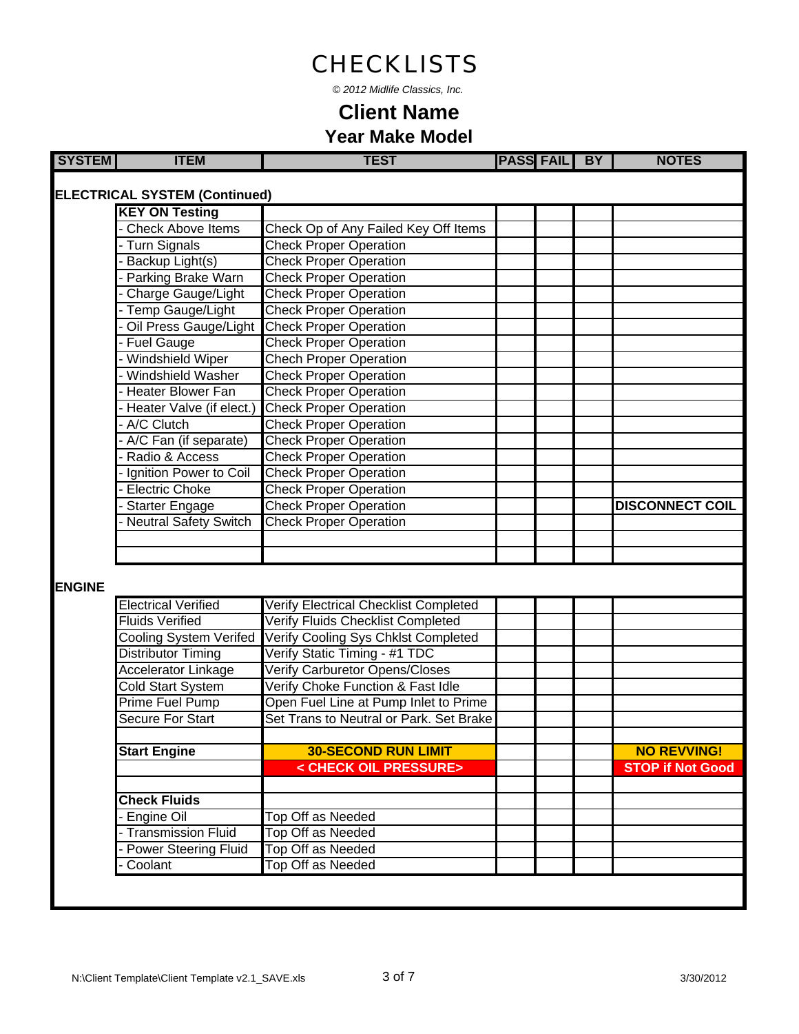# CHECKLISTS

*© 2012 Midlife Classics, Inc.*

## Client Name

### Year Make Model

| SYSTEM | ITEM | TEST | PASS | FAIL | BY | NOTES |
|---|---|---|---|---|---|---|
| **ELECTRICAL SYSTEM (Continued)** | | | | | | |
| | **KEY ON Testing** | | | | | |
| | - Check Above Items | Check Op of Any Failed Key Off Items | | | | |
| | - Turn Signals | Check Proper Operation | | | | |
| | - Backup Light(s) | Check Proper Operation | | | | |
| | - Parking Brake Warn | Check Proper Operation | | | | |
| | - Charge Gauge/Light | Check Proper Operation | | | | |
| | - Temp Gauge/Light | Check Proper Operation | | | | |
| | - Oil Press Gauge/Light | Check Proper Operation | | | | |
| | - Fuel Gauge | Check Proper Operation | | | | |
| | - Windshield Wiper | Chech Proper Operation | | | | |
| | - Windshield Washer | Check Proper Operation | | | | |
| | - Heater Blower Fan | Check Proper Operation | | | | |
| | - Heater Valve (if elect.) | Check Proper Operation | | | | |
| | - A/C Clutch | Check Proper Operation | | | | |
| | - A/C Fan (if separate) | Check Proper Operation | | | | |
| | - Radio & Access | Check Proper Operation | | | | |
| | - Ignition Power to Coil | Check Proper Operation | | | | |
| | - Electric Choke | Check Proper Operation | | | | |
| | - Starter Engage | Check Proper Operation | | | | **DISCONNECT COIL** |
| | - Neutral Safety Switch | Check Proper Operation | | | | |
| | | | | | | |
| | | | | | | |
| **ENGINE** | | | | | | |
| | Electrical Verified | Verify Electrical Checklist Completed | | | | |
| | Fluids Verified | Verify Fluids Checklist Completed | | | | |
| | Cooling System Verifed | Verify Cooling Sys Chklst Completed | | | | |
| | Distributor Timing | Verify Static Timing - #1 TDC | | | | |
| | Accelerator Linkage | Verify Carburetor Opens/Closes | | | | |
| | Cold Start System | Verify Choke Function & Fast Idle | | | | |
| | Prime Fuel Pump | Open Fuel Line at Pump Inlet to Prime | | | | |
| | Secure For Start | Set Trans to Neutral or Park. Set Brake | | | | |
| | | | | | | |
| | **Start Engine** | **30-SECOND RUN LIMIT** | | | | **NO REVVING!** |
| | | **< CHECK OIL PRESSURE>** | | | | **STOP if Not Good** |
| | | | | | | |
| | **Check Fluids** | | | | | |
| | - Engine Oil | Top Off as Needed | | | | |
| | - Transmission Fluid | Top Off as Needed | | | | |
| | - Power Steering Fluid | Top Off as Needed | | | | |
| | - Coolant | Top Off as Needed | | | | |

N:\Client Template\Client Template v2.1_SAVE.xls

3/30/2012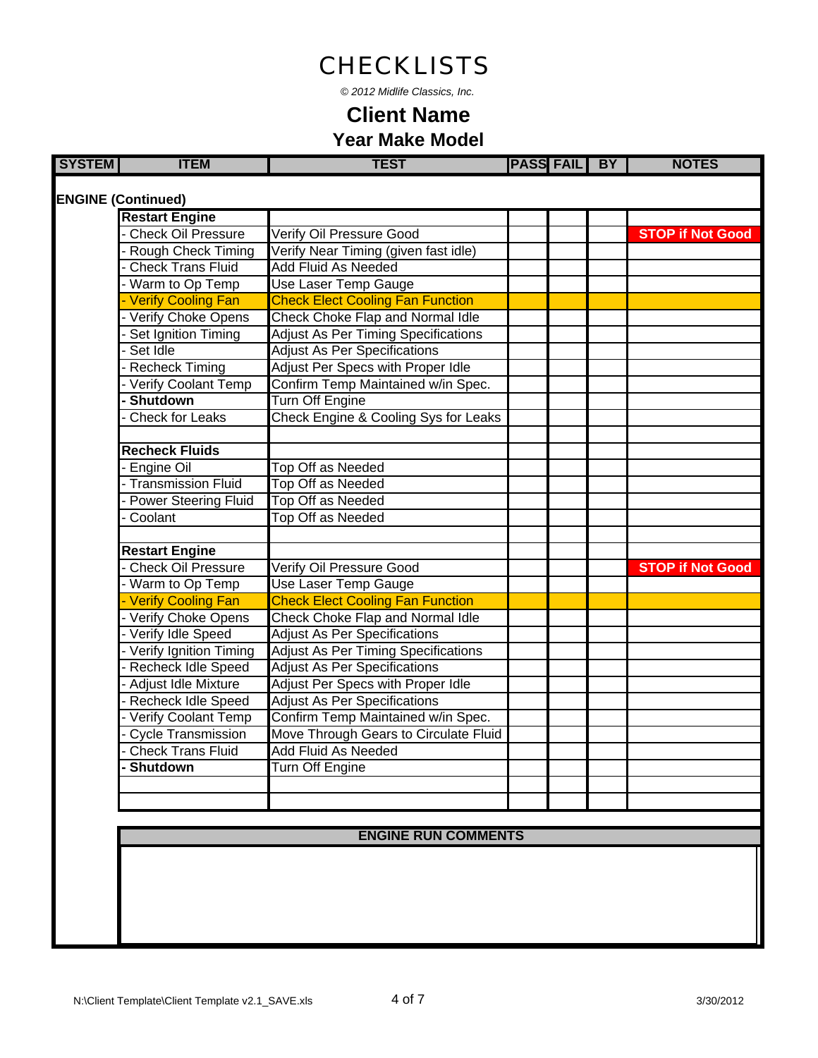# CHECKLISTS

*© 2012 Midlife Classics, Inc.*

## Client Name

### Year Make Model

| SYSTEM | ITEM | TEST | PASS | FAIL | BY | NOTES |
|---|---|---|---|---|---|---|
| **ENGINE (Continued)** | | | | | | |
| | **Restart Engine** | | | | | |
| | - Check Oil Pressure | Verify Oil Pressure Good | | | | **STOP if Not Good** |
| | - Rough Check Timing | Verify Near Timing (given fast idle) | | | | |
| | - Check Trans Fluid | Add Fluid As Needed | | | | |
| | - Warm to Op Temp | Use Laser Temp Gauge | | | | |
| | - Verify Cooling Fan | Check Elect Cooling Fan Function | | | | |
| | - Verify Choke Opens | Check Choke Flap and Normal Idle | | | | |
| | - Set Ignition Timing | Adjust As Per Timing Specifications | | | | |
| | - Set Idle | Adjust As Per Specifications | | | | |
| | - Recheck Timing | Adjust Per Specs with Proper Idle | | | | |
| | - Verify Coolant Temp | Confirm Temp Maintained w/in Spec. | | | | |
| | **- Shutdown** | Turn Off Engine | | | | |
| | - Check for Leaks | Check Engine & Cooling Sys for Leaks | | | | |
| | | | | | | |
| | **Recheck Fluids** | | | | | |
| | - Engine Oil | Top Off as Needed | | | | |
| | - Transmission Fluid | Top Off as Needed | | | | |
| | - Power Steering Fluid | Top Off as Needed | | | | |
| | - Coolant | Top Off as Needed | | | | |
| | | | | | | |
| | **Restart Engine** | | | | | |
| | - Check Oil Pressure | Verify Oil Pressure Good | | | | **STOP if Not Good** |
| | - Warm to Op Temp | Use Laser Temp Gauge | | | | |
| | - Verify Cooling Fan | Check Elect Cooling Fan Function | | | | |
| | - Verify Choke Opens | Check Choke Flap and Normal Idle | | | | |
| | - Verify Idle Speed | Adjust As Per Specifications | | | | |
| | - Verify Ignition Timing | Adjust As Per Timing Specifications | | | | |
| | - Recheck Idle Speed | Adjust As Per Specifications | | | | |
| | - Adjust Idle Mixture | Adjust Per Specs with Proper Idle | | | | |
| | - Recheck Idle Speed | Adjust As Per Specifications | | | | |
| | - Verify Coolant Temp | Confirm Temp Maintained w/in Spec. | | | | |
| | - Cycle Transmission | Move Through Gears to Circulate Fluid | | | | |
| | - Check Trans Fluid | Add Fluid As Needed | | | | |
| | **- Shutdown** | Turn Off Engine | | | | |
| | | | | | | |
| | | | | | | |

| ENGINE RUN COMMENTS |
|---|
| |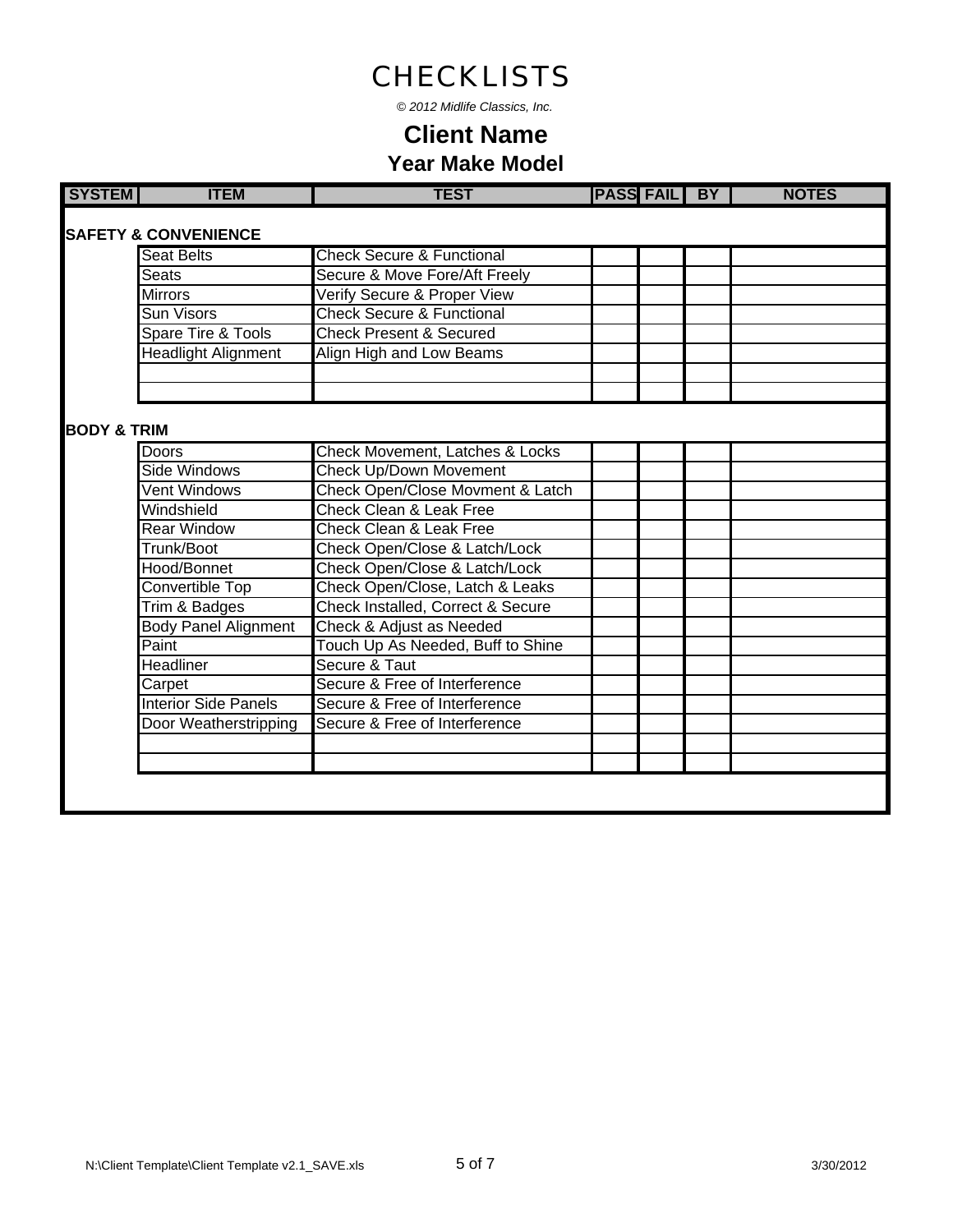# CHECKLISTS

*© 2012 Midlife Classics, Inc.*

## Client Name

### Year Make Model

| SYSTEM | ITEM | TEST | PASS | FAIL | BY | NOTES |
|---|---|---|---|---|---|---|
| **SAFETY & CONVENIENCE** | | | | | | |
| | Seat Belts | Check Secure & Functional | | | | |
| | Seats | Secure & Move Fore/Aft Freely | | | | |
| | Mirrors | Verify Secure & Proper View | | | | |
| | Sun Visors | Check Secure & Functional | | | | |
| | Spare Tire & Tools | Check Present & Secured | | | | |
| | Headlight Alignment | Align High and Low Beams | | | | |
| | | | | | | |
| | | | | | | |
| **BODY & TRIM** | | | | | | |
| | Doors | Check Movement, Latches & Locks | | | | |
| | Side Windows | Check Up/Down Movement | | | | |
| | Vent Windows | Check Open/Close Movment & Latch | | | | |
| | Windshield | Check Clean & Leak Free | | | | |
| | Rear Window | Check Clean & Leak Free | | | | |
| | Trunk/Boot | Check Open/Close & Latch/Lock | | | | |
| | Hood/Bonnet | Check Open/Close & Latch/Lock | | | | |
| | Convertible Top | Check Open/Close, Latch & Leaks | | | | |
| | Trim & Badges | Check Installed, Correct & Secure | | | | |
| | Body Panel Alignment | Check & Adjust as Needed | | | | |
| | Paint | Touch Up As Needed, Buff to Shine | | | | |
| | Headliner | Secure & Taut | | | | |
| | Carpet | Secure & Free of Interference | | | | |
| | Interior Side Panels | Secure & Free of Interference | | | | |
| | Door Weatherstripping | Secure & Free of Interference | | | | |
| | | | | | | |
| | | | | | | |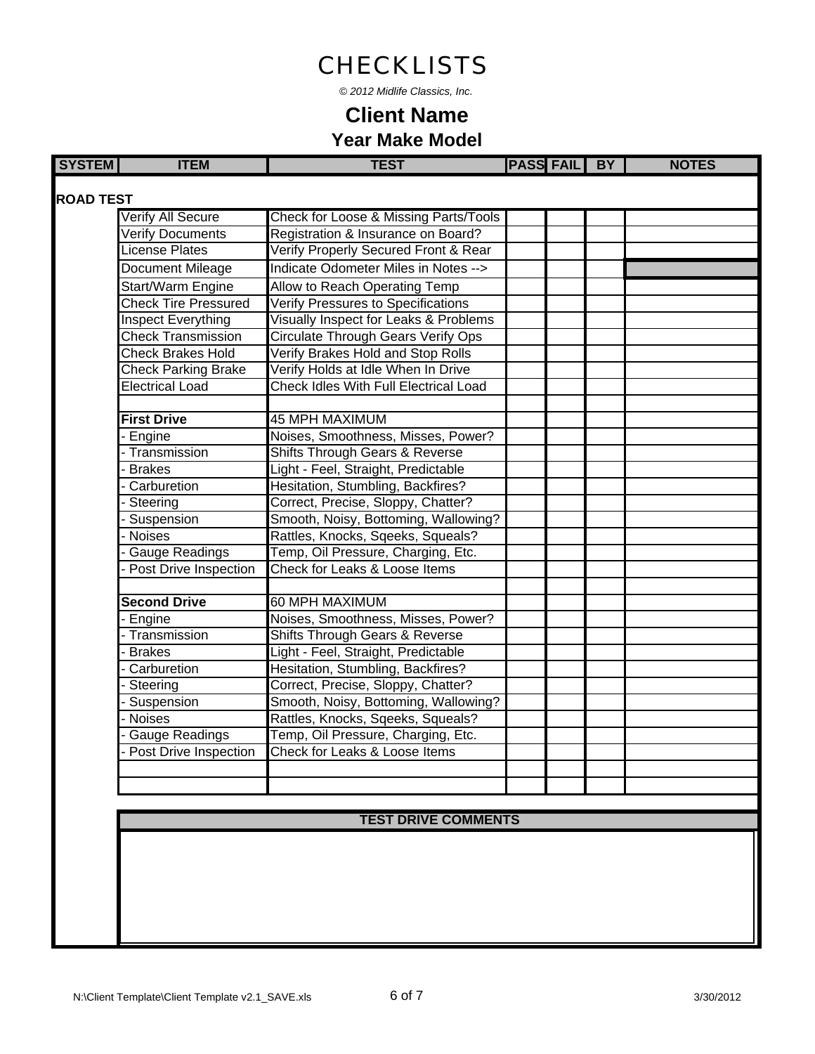# CHECKLISTS

*© 2012 Midlife Classics, Inc.*

## Client Name

### Year Make Model

| SYSTEM | ITEM | TEST | PASS | FAIL | BY | NOTES |
|---|---|---|---|---|---|---|
| **ROAD TEST** | | | | | | |
| | Verify All Secure | Check for Loose & Missing Parts/Tools | | | | |
| | Verify Documents | Registration & Insurance on Board? | | | | |
| | License Plates | Verify Properly Secured Front & Rear | | | | |
| | Document Mileage | Indicate Odometer Miles in Notes --> | | | | |
| | Start/Warm Engine | Allow to Reach Operating Temp | | | | |
| | Check Tire Pressured | Verify Pressures to Specifications | | | | |
| | Inspect Everything | Visually Inspect for Leaks & Problems | | | | |
| | Check Transmission | Circulate Through Gears Verify Ops | | | | |
| | Check Brakes Hold | Verify Brakes Hold and Stop Rolls | | | | |
| | Check Parking Brake | Verify Holds at Idle When In Drive | | | | |
| | Electrical Load | Check Idles With Full Electrical Load | | | | |
| | | | | | | |
| | **First Drive** | 45 MPH MAXIMUM | | | | |
| | - Engine | Noises, Smoothness, Misses, Power? | | | | |
| | - Transmission | Shifts Through Gears & Reverse | | | | |
| | - Brakes | Light - Feel, Straight, Predictable | | | | |
| | - Carburetion | Hesitation, Stumbling, Backfires? | | | | |
| | - Steering | Correct, Precise, Sloppy, Chatter? | | | | |
| | - Suspension | Smooth, Noisy, Bottoming, Wallowing? | | | | |
| | - Noises | Rattles, Knocks, Sqeeks, Squeals? | | | | |
| | - Gauge Readings | Temp, Oil Pressure, Charging, Etc. | | | | |
| | - Post Drive Inspection | Check for Leaks & Loose Items | | | | |
| | | | | | | |
| | **Second Drive** | 60 MPH MAXIMUM | | | | |
| | - Engine | Noises, Smoothness, Misses, Power? | | | | |
| | - Transmission | Shifts Through Gears & Reverse | | | | |
| | - Brakes | Light - Feel, Straight, Predictable | | | | |
| | - Carburetion | Hesitation, Stumbling, Backfires? | | | | |
| | - Steering | Correct, Precise, Sloppy, Chatter? | | | | |
| | - Suspension | Smooth, Noisy, Bottoming, Wallowing? | | | | |
| | - Noises | Rattles, Knocks, Sqeeks, Squeals? | | | | |
| | - Gauge Readings | Temp, Oil Pressure, Charging, Etc. | | | | |
| | - Post Drive Inspection | Check for Leaks & Loose Items | | | | |
| | | | | | | |
| | | | | | | |

| TEST DRIVE COMMENTS |
|---|
| |

N:\Client Template\Client Template v2.1_SAVE.xls — 3/30/2012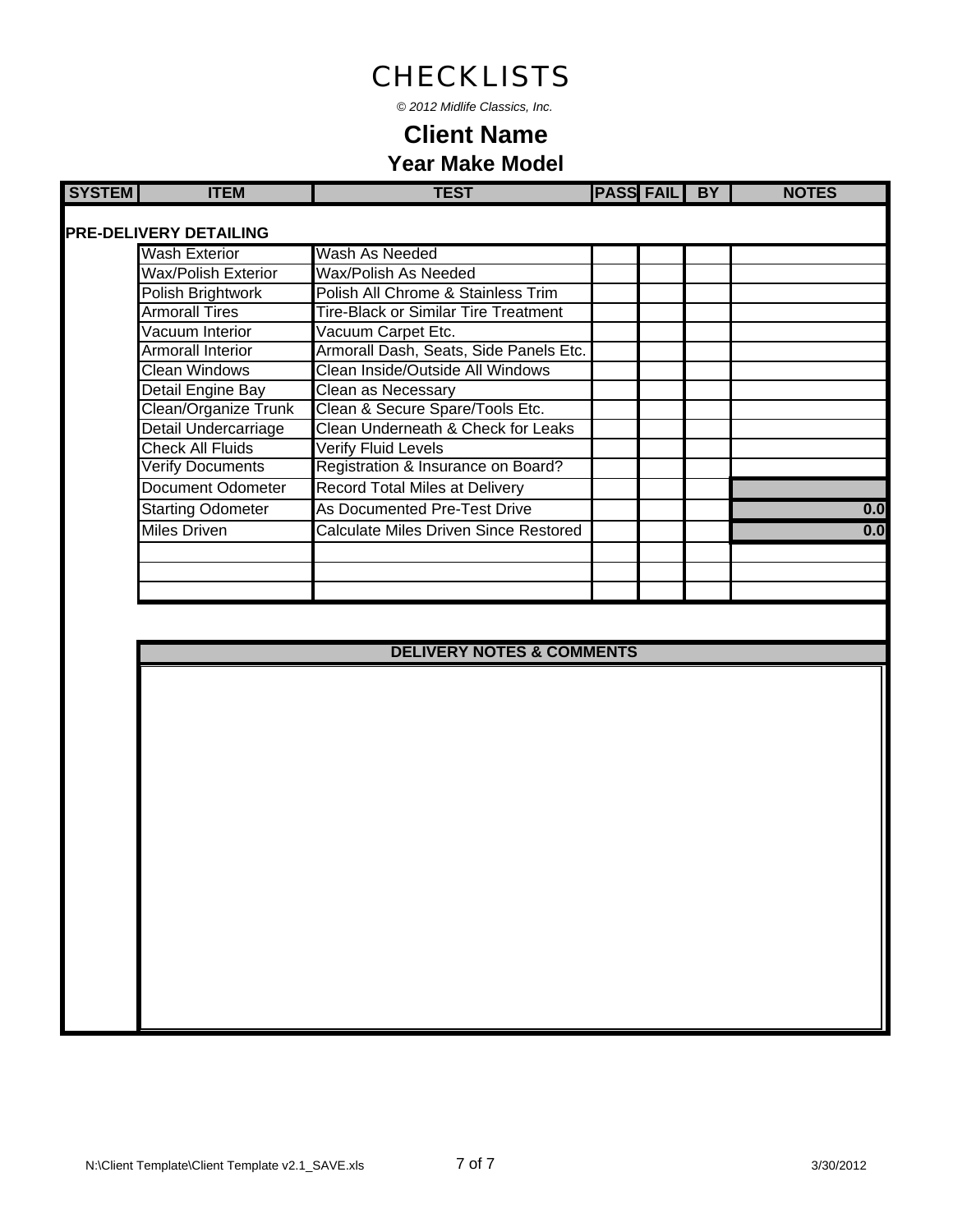# CHECKLISTS

*© 2012 Midlife Classics, Inc.*

## Client Name

### Year Make Model

| SYSTEM | ITEM | TEST | PASS | FAIL | BY | NOTES |
|---|---|---|---|---|---|---|
| **PRE-DELIVERY DETAILING** | | | | | | |
| | Wash Exterior | Wash As Needed | | | | |
| | Wax/Polish Exterior | Wax/Polish As Needed | | | | |
| | Polish Brightwork | Polish All Chrome & Stainless Trim | | | | |
| | Armorall Tires | Tire-Black or Similar Tire Treatment | | | | |
| | Vacuum Interior | Vacuum Carpet Etc. | | | | |
| | Armorall Interior | Armorall Dash, Seats, Side Panels Etc. | | | | |
| | Clean Windows | Clean Inside/Outside All Windows | | | | |
| | Detail Engine Bay | Clean as Necessary | | | | |
| | Clean/Organize Trunk | Clean & Secure Spare/Tools Etc. | | | | |
| | Detail Undercarriage | Clean Underneath & Check for Leaks | | | | |
| | Check All Fluids | Verify Fluid Levels | | | | |
| | Verify Documents | Registration & Insurance on Board? | | | | |
| | Document Odometer | Record Total Miles at Delivery | | | | |
| | Starting Odometer | As Documented Pre-Test Drive | | | | 0.0 |
| | Miles Driven | Calculate Miles Driven Since Restored | | | | 0.0 |
| | | | | | | |
| | | | | | | |
| | | | | | | |

| DELIVERY NOTES & COMMENTS |
|---|
| |

N:\Client Template\Client Template v2.1_SAVE.xls

3/30/2012